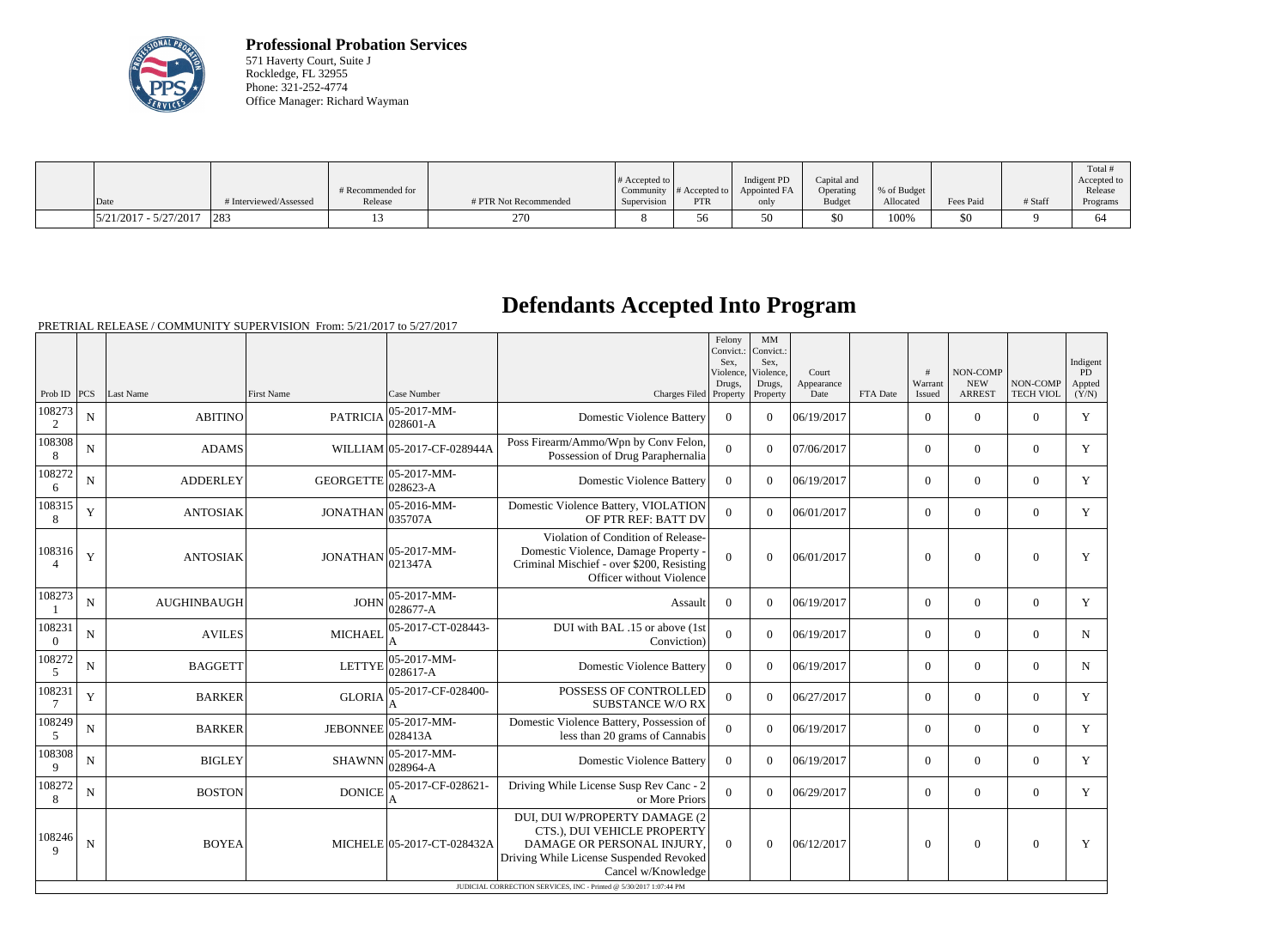**Professional Probation Services**
571 Haverty Court, Suite J
Rockledge, FL 32955
Phone: 321-252-4774
Office Manager: Richard Wayman

| Date | # Interviewed/Assessed | # Recommended for Release | # PTR Not Recommended | # Accepted to Community Supervision | # Accepted to PTR | Indigent PD Appointed FA only | Capital and Operating Budget | % of Budget Allocated | Fees Paid | # Staff | Total # Accepted to Release Programs |
|---|---|---|---|---|---|---|---|---|---|---|---|
| 5/21/2017 - 5/27/2017 | 283 | 13 | 270 | 8 | 56 | 50 | $0 | 100% | $0 | 9 | 64 |

# Defendants Accepted Into Program

PRETRIAL RELEASE / COMMUNITY SUPERVISION From: 5/21/2017 to 5/27/2017

| Prob ID | PCS | Last Name | First Name | Case Number | Charges Filed | Felony Convict.: Sex, Violence, Drugs, Property | MM Convict.: Sex, Violence, Drugs, Property | Court Appearance Date | FTA Date | # Warrant Issued | NON-COMP NEW ARREST | NON-COMP TECH VIOL | Indigent PD Appted (Y/N) |
|---|---|---|---|---|---|---|---|---|---|---|---|---|---|
| 1082732 | N | ABITINO | PATRICIA | 05-2017-MM-028601-A | Domestic Violence Battery | 0 | 0 | 06/19/2017 | | 0 | 0 | 0 | Y |
| 1083088 | N | ADAMS | WILLIAM | 05-2017-CF-028944A | Poss Firearm/Ammo/Wpn by Conv Felon, Possession of Drug Paraphernalia | 0 | 0 | 07/06/2017 | | 0 | 0 | 0 | Y |
| 1082726 | N | ADDERLEY | GEORGETTE | 05-2017-MM-028623-A | Domestic Violence Battery | 0 | 0 | 06/19/2017 | | 0 | 0 | 0 | Y |
| 1083158 | Y | ANTOSIAK | JONATHAN | 05-2016-MM-035707A | Domestic Violence Battery, VIOLATION OF PTR REF: BATT DV | 0 | 0 | 06/01/2017 | | 0 | 0 | 0 | Y |
| 1083164 | Y | ANTOSIAK | JONATHAN | 05-2017-MM-021347A | Violation of Condition of Release-Domestic Violence, Damage Property - Criminal Mischief - over $200, Resisting Officer without Violence | 0 | 0 | 06/01/2017 | | 0 | 0 | 0 | Y |
| 1082731 | N | AUGHINBAUGH | JOHN | 05-2017-MM-028677-A | Assault | 0 | 0 | 06/19/2017 | | 0 | 0 | 0 | Y |
| 1082310 | N | AVILES | MICHAEL | 05-2017-CT-028443-A | DUI with BAL .15 or above (1st Conviction) | 0 | 0 | 06/19/2017 | | 0 | 0 | 0 | N |
| 1082725 | N | BAGGETT | LETTYE | 05-2017-MM-028617-A | Domestic Violence Battery | 0 | 0 | 06/19/2017 | | 0 | 0 | 0 | N |
| 1082317 | Y | BARKER | GLORIA | 05-2017-CF-028400-A | POSSESS OF CONTROLLED SUBSTANCE W/O RX | 0 | 0 | 06/27/2017 | | 0 | 0 | 0 | Y |
| 1082495 | N | BARKER | JEBONNEE | 05-2017-MM-028413A | Domestic Violence Battery, Possession of less than 20 grams of Cannabis | 0 | 0 | 06/19/2017 | | 0 | 0 | 0 | Y |
| 1083089 | N | BIGLEY | SHAWNN | 05-2017-MM-028964-A | Domestic Violence Battery | 0 | 0 | 06/19/2017 | | 0 | 0 | 0 | Y |
| 1082728 | N | BOSTON | DONICE | 05-2017-CF-028621-A | Driving While License Susp Rev Canc - 2 or More Priors | 0 | 0 | 06/29/2017 | | 0 | 0 | 0 | Y |
| 1082469 | N | BOYEA | MICHELE | 05-2017-CT-028432A | DUI, DUI W/PROPERTY DAMAGE (2 CTS.), DUI VEHICLE PROPERTY DAMAGE OR PERSONAL INJURY, Driving While License Suspended Revoked Cancel w/Knowledge | 0 | 0 | 06/12/2017 | | 0 | 0 | 0 | Y |

JUDICIAL CORRECTION SERVICES, INC - Printed @ 5/30/2017 1:07:44 PM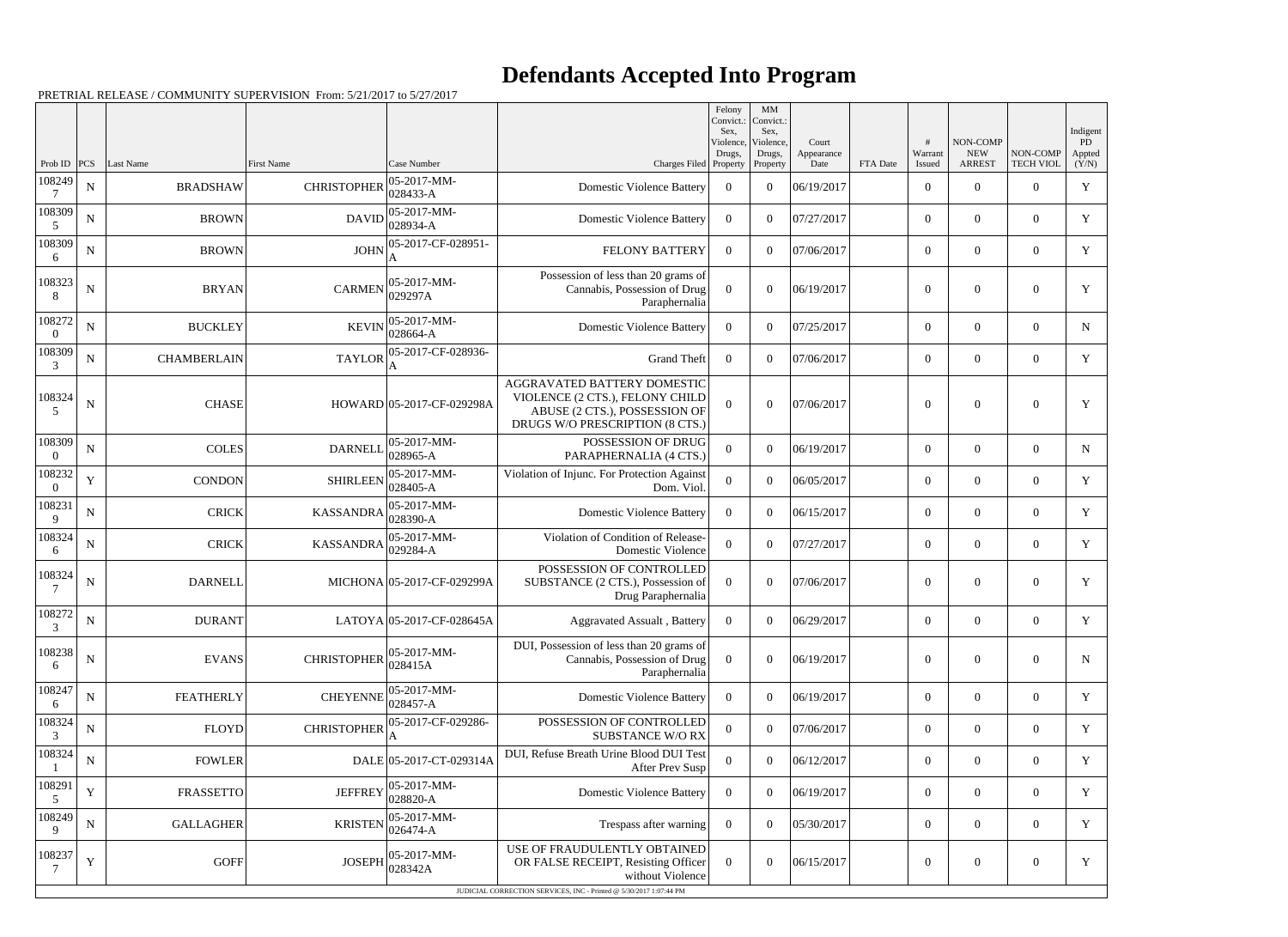# Defendants Accepted Into Program

PRETRIAL RELEASE / COMMUNITY SUPERVISION From: 5/21/2017 to 5/27/2017

| Prob ID | PCS | Last Name | First Name | Case Number | Charges Filed | Felony Convict.: Sex, Violence, Drugs, Property | MM Convict.: Sex, Violence, Drugs, Property | Court Appearance Date | FTA Date | # Warrant Issued | NON-COMP NEW ARREST | NON-COMP TECH VIOL | Indigent PD Appted (Y/N) |
|---|---|---|---|---|---|---|---|---|---|---|---|---|---|
| 1082497 | N | BRADSHAW | CHRISTOPHER | 05-2017-MM-028433-A | Domestic Violence Battery | 0 | 0 | 06/19/2017 | | 0 | 0 | 0 | Y |
| 1083095 | N | BROWN | DAVID | 05-2017-MM-028934-A | Domestic Violence Battery | 0 | 0 | 07/27/2017 | | 0 | 0 | 0 | Y |
| 1083096 | N | BROWN | JOHN | 05-2017-CF-028951-A | FELONY BATTERY | 0 | 0 | 07/06/2017 | | 0 | 0 | 0 | Y |
| 1083238 | N | BRYAN | CARMEN | 05-2017-MM-029297A | Possession of less than 20 grams of Cannabis, Possession of Drug Paraphernalia | 0 | 0 | 06/19/2017 | | 0 | 0 | 0 | Y |
| 1082720 | N | BUCKLEY | KEVIN | 05-2017-MM-028664-A | Domestic Violence Battery | 0 | 0 | 07/25/2017 | | 0 | 0 | 0 | N |
| 1083093 | N | CHAMBERLAIN | TAYLOR | 05-2017-CF-028936-A | Grand Theft | 0 | 0 | 07/06/2017 | | 0 | 0 | 0 | Y |
| 1083245 | N | CHASE | HOWARD | 05-2017-CF-029298A | AGGRAVATED BATTERY DOMESTIC VIOLENCE (2 CTS.), FELONY CHILD ABUSE (2 CTS.), POSSESSION OF DRUGS W/O PRESCRIPTION (8 CTS.) | 0 | 0 | 07/06/2017 | | 0 | 0 | 0 | Y |
| 1083090 | N | COLES | DARNELL | 05-2017-MM-028965-A | POSSESSION OF DRUG PARAPHERNALIA (4 CTS.) | 0 | 0 | 06/19/2017 | | 0 | 0 | 0 | N |
| 1082320 | Y | CONDON | SHIRLEEN | 05-2017-MM-028405-A | Violation of Injunc. For Protection Against Dom. Viol. | 0 | 0 | 06/05/2017 | | 0 | 0 | 0 | Y |
| 1082319 | N | CRICK | KASSANDRA | 05-2017-MM-028390-A | Domestic Violence Battery | 0 | 0 | 06/15/2017 | | 0 | 0 | 0 | Y |
| 1083246 | N | CRICK | KASSANDRA | 05-2017-MM-029284-A | Violation of Condition of Release-Domestic Violence | 0 | 0 | 07/27/2017 | | 0 | 0 | 0 | Y |
| 1083247 | N | DARNELL | MICHONA | 05-2017-CF-029299A | POSSESSION OF CONTROLLED SUBSTANCE (2 CTS.), Possession of Drug Paraphernalia | 0 | 0 | 07/06/2017 | | 0 | 0 | 0 | Y |
| 1082723 | N | DURANT | LATOYA | 05-2017-CF-028645A | Aggravated Assault , Battery | 0 | 0 | 06/29/2017 | | 0 | 0 | 0 | Y |
| 1082386 | N | EVANS | CHRISTOPHER | 05-2017-MM-028415A | DUI, Possession of less than 20 grams of Cannabis, Possession of Drug Paraphernalia | 0 | 0 | 06/19/2017 | | 0 | 0 | 0 | N |
| 1082476 | N | FEATHERLY | CHEYENNE | 05-2017-MM-028457-A | Domestic Violence Battery | 0 | 0 | 06/19/2017 | | 0 | 0 | 0 | Y |
| 1083243 | N | FLOYD | CHRISTOPHER | 05-2017-CF-029286-A | POSSESSION OF CONTROLLED SUBSTANCE W/O RX | 0 | 0 | 07/06/2017 | | 0 | 0 | 0 | Y |
| 1083241 | N | FOWLER | DALE | 05-2017-CT-029314A | DUI, Refuse Breath Urine Blood DUI Test After Prev Susp | 0 | 0 | 06/12/2017 | | 0 | 0 | 0 | Y |
| 1082915 | Y | FRASSETTO | JEFFREY | 05-2017-MM-028820-A | Domestic Violence Battery | 0 | 0 | 06/19/2017 | | 0 | 0 | 0 | Y |
| 1082499 | N | GALLAGHER | KRISTEN | 05-2017-MM-026474-A | Trespass after warning | 0 | 0 | 05/30/2017 | | 0 | 0 | 0 | Y |
| 1082377 | Y | GOFF | JOSEPH | 05-2017-MM-028342A | USE OF FRAUDULENTLY OBTAINED OR FALSE RECEIPT, Resisting Officer without Violence | 0 | 0 | 06/15/2017 | | 0 | 0 | 0 | Y |

JUDICIAL CORRECTION SERVICES, INC - Printed @ 5/30/2017 1:07:44 PM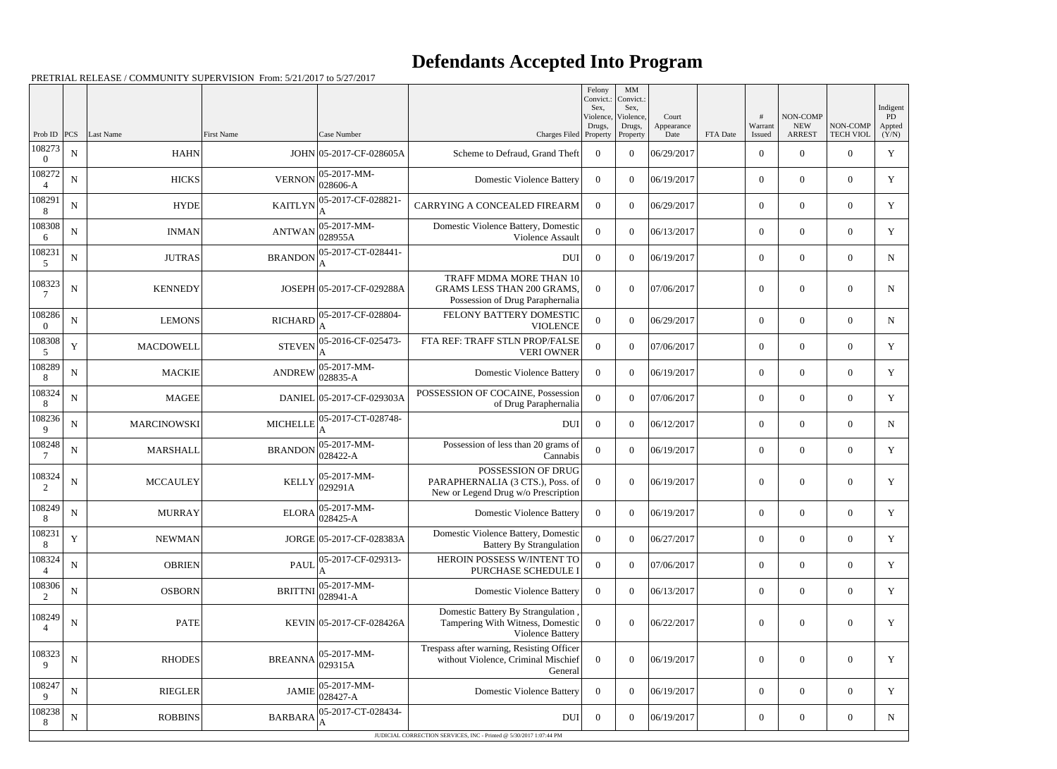# Defendants Accepted Into Program

PRETRIAL RELEASE / COMMUNITY SUPERVISION From: 5/21/2017 to 5/27/2017

| Prob ID | PCS | Last Name | First Name | Case Number | Charges Filed | Felony Convict.: Sex, Violence, Drugs, Property | MM Convict.: Sex, Violence, Drugs, Property | Court Appearance Date | FTA Date | # Warrant Issued | NON-COMP NEW ARREST | NON-COMP TECH VIOL | Indigent PD Appted (Y/N) |
|---|---|---|---|---|---|---|---|---|---|---|---|---|---|
| 1082730 | N | HAHN | JOHN | 05-2017-CF-028605A | Scheme to Defraud, Grand Theft | 0 | 0 | 06/29/2017 | | 0 | 0 | 0 | Y |
| 1082724 | N | HICKS | VERNON | 05-2017-MM-028606-A | Domestic Violence Battery | 0 | 0 | 06/19/2017 | | 0 | 0 | 0 | Y |
| 1082918 | N | HYDE | KAITLYN | 05-2017-CF-028821-A | CARRYING A CONCEALED FIREARM | 0 | 0 | 06/29/2017 | | 0 | 0 | 0 | Y |
| 1083086 | N | INMAN | ANTWAN | 05-2017-MM-028955A | Domestic Violence Battery, Domestic Violence Assault | 0 | 0 | 06/13/2017 | | 0 | 0 | 0 | Y |
| 1082315 | N | JUTRAS | BRANDON | 05-2017-CT-028441-A | DUI | 0 | 0 | 06/19/2017 | | 0 | 0 | 0 | N |
| 1083237 | N | KENNEDY | JOSEPH | 05-2017-CF-029288A | TRAFF MDMA MORE THAN 10 GRAMS LESS THAN 200 GRAMS, Possession of Drug Paraphernalia | 0 | 0 | 07/06/2017 | | 0 | 0 | 0 | N |
| 1082860 | N | LEMONS | RICHARD | 05-2017-CF-028804-A | FELONY BATTERY DOMESTIC VIOLENCE | 0 | 0 | 06/29/2017 | | 0 | 0 | 0 | N |
| 1083085 | Y | MACDOWELL | STEVEN | 05-2016-CF-025473-A | FTA REF: TRAFF STLN PROP/FALSE VERI OWNER | 0 | 0 | 07/06/2017 | | 0 | 0 | 0 | Y |
| 1082898 | N | MACKIE | ANDREW | 05-2017-MM-028835-A | Domestic Violence Battery | 0 | 0 | 06/19/2017 | | 0 | 0 | 0 | Y |
| 1083248 | N | MAGEE | DANIEL | 05-2017-CF-029303A | POSSESSION OF COCAINE, Possession of Drug Paraphernalia | 0 | 0 | 07/06/2017 | | 0 | 0 | 0 | Y |
| 1082369 | N | MARCINOWSKI | MICHELLE | 05-2017-CT-028748-A | DUI | 0 | 0 | 06/12/2017 | | 0 | 0 | 0 | N |
| 1082487 | N | MARSHALL | BRANDON | 05-2017-MM-028422-A | Possession of less than 20 grams of Cannabis | 0 | 0 | 06/19/2017 | | 0 | 0 | 0 | Y |
| 1083242 | N | MCCAULEY | KELLY | 05-2017-MM-029291A | POSSESSION OF DRUG PARAPHERNALIA (3 CTS.), Poss. of New or Legend Drug w/o Prescription | 0 | 0 | 06/19/2017 | | 0 | 0 | 0 | Y |
| 1082498 | N | MURRAY | ELORA | 05-2017-MM-028425-A | Domestic Violence Battery | 0 | 0 | 06/19/2017 | | 0 | 0 | 0 | Y |
| 1082318 | Y | NEWMAN | JORGE | 05-2017-CF-028383A | Domestic Violence Battery, Domestic Battery By Strangulation | 0 | 0 | 06/27/2017 | | 0 | 0 | 0 | Y |
| 1083244 | N | OBRIEN | PAUL | 05-2017-CF-029313-A | HEROIN POSSESS W/INTENT TO PURCHASE SCHEDULE I | 0 | 0 | 07/06/2017 | | 0 | 0 | 0 | Y |
| 1083062 | N | OSBORN | BRITTNI | 05-2017-MM-028941-A | Domestic Violence Battery | 0 | 0 | 06/13/2017 | | 0 | 0 | 0 | Y |
| 1082494 | N | PATE | KEVIN | 05-2017-CF-028426A | Domestic Battery By Strangulation , Tampering With Witness, Domestic Violence Battery | 0 | 0 | 06/22/2017 | | 0 | 0 | 0 | Y |
| 1083239 | N | RHODES | BREANNA | 05-2017-MM-029315A | Trespass after warning, Resisting Officer without Violence, Criminal Mischief General | 0 | 0 | 06/19/2017 | | 0 | 0 | 0 | Y |
| 1082479 | N | RIEGLER | JAMIE | 05-2017-MM-028427-A | Domestic Violence Battery | 0 | 0 | 06/19/2017 | | 0 | 0 | 0 | Y |
| 1082388 | N | ROBBINS | BARBARA | 05-2017-CT-028434-A | DUI | 0 | 0 | 06/19/2017 | | 0 | 0 | 0 | N |

JUDICIAL CORRECTION SERVICES, INC - Printed @ 5/30/2017 1:07:44 PM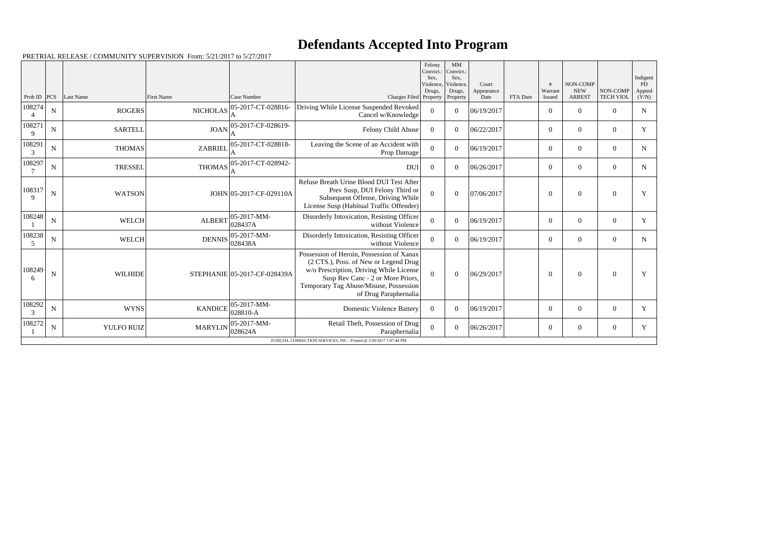# Defendants Accepted Into Program

PRETRIAL RELEASE / COMMUNITY SUPERVISION From: 5/21/2017 to 5/27/2017

| Prob ID | PCS | Last Name | First Name | Case Number | Charges Filed | Felony Convict.: Sex, Violence, Drugs, Property | MM Convict.: Sex, Violence, Drugs, Property | Court Appearance Date | FTA Date | # Warrant Issued | NON-COMP NEW ARREST | NON-COMP TECH VIOL | Indigent PD Appted (Y/N) |
|---|---|---|---|---|---|---|---|---|---|---|---|---|---|
| 1082744 | N | ROGERS | NICHOLAS | 05-2017-CT-028816-A | Driving While License Suspended Revoked Cancel w/Knowledge | 0 | 0 | 06/19/2017 | | 0 | 0 | 0 | N |
| 1082719 | N | SARTELL | JOAN | 05-2017-CF-028619-A | Felony Child Abuse | 0 | 0 | 06/22/2017 | | 0 | 0 | 0 | Y |
| 1082913 | N | THOMAS | ZABRIEL | 05-2017-CT-028818-A | Leaving the Scene of an Accident with Prop Damage | 0 | 0 | 06/19/2017 | | 0 | 0 | 0 | N |
| 1082977 | N | TRESSEL | THOMAS | 05-2017-CT-028942-A | DUI | 0 | 0 | 06/26/2017 | | 0 | 0 | 0 | N |
| 1083179 | N | WATSON | JOHN | 05-2017-CF-029110A | Refuse Breath Urine Blood DUI Test After Prev Susp, DUI Felony Third or Subsequent Offense, Driving While License Susp (Habitual Traffic Offender) | 0 | 0 | 07/06/2017 | | 0 | 0 | 0 | Y |
| 1082481 | N | WELCH | ALBERT | 05-2017-MM-028437A | Disorderly Intoxication, Resisting Officer without Violence | 0 | 0 | 06/19/2017 | | 0 | 0 | 0 | Y |
| 1082385 | N | WELCH | DENNIS | 05-2017-MM-028438A | Disorderly Intoxication, Resisting Officer without Violence | 0 | 0 | 06/19/2017 | | 0 | 0 | 0 | N |
| 1082496 | N | WILHIDE | STEPHANIE | 05-2017-CF-028439A | Possession of Heroin, Possession of Xanax (2 CTS.), Poss. of New or Legend Drug w/o Prescription, Driving While License Susp Rev Canc - 2 or More Priors, Temporary Tag Abuse/Misuse, Possession of Drug Paraphernalia | 0 | 0 | 06/29/2017 | | 0 | 0 | 0 | Y |
| 1082923 | N | WYNS | KANDICE | 05-2017-MM-028810-A | Domestic Violence Battery | 0 | 0 | 06/19/2017 | | 0 | 0 | 0 | Y |
| 1082721 | N | YULFO RUIZ | MARYLIN | 05-2017-MM-028624A | Retail Theft, Possession of Drug Paraphernalia | 0 | 0 | 06/26/2017 | | 0 | 0 | 0 | Y |

JUDICIAL CORRECTION SERVICES, INC - Printed @ 5/30/2017 1:07:44 PM